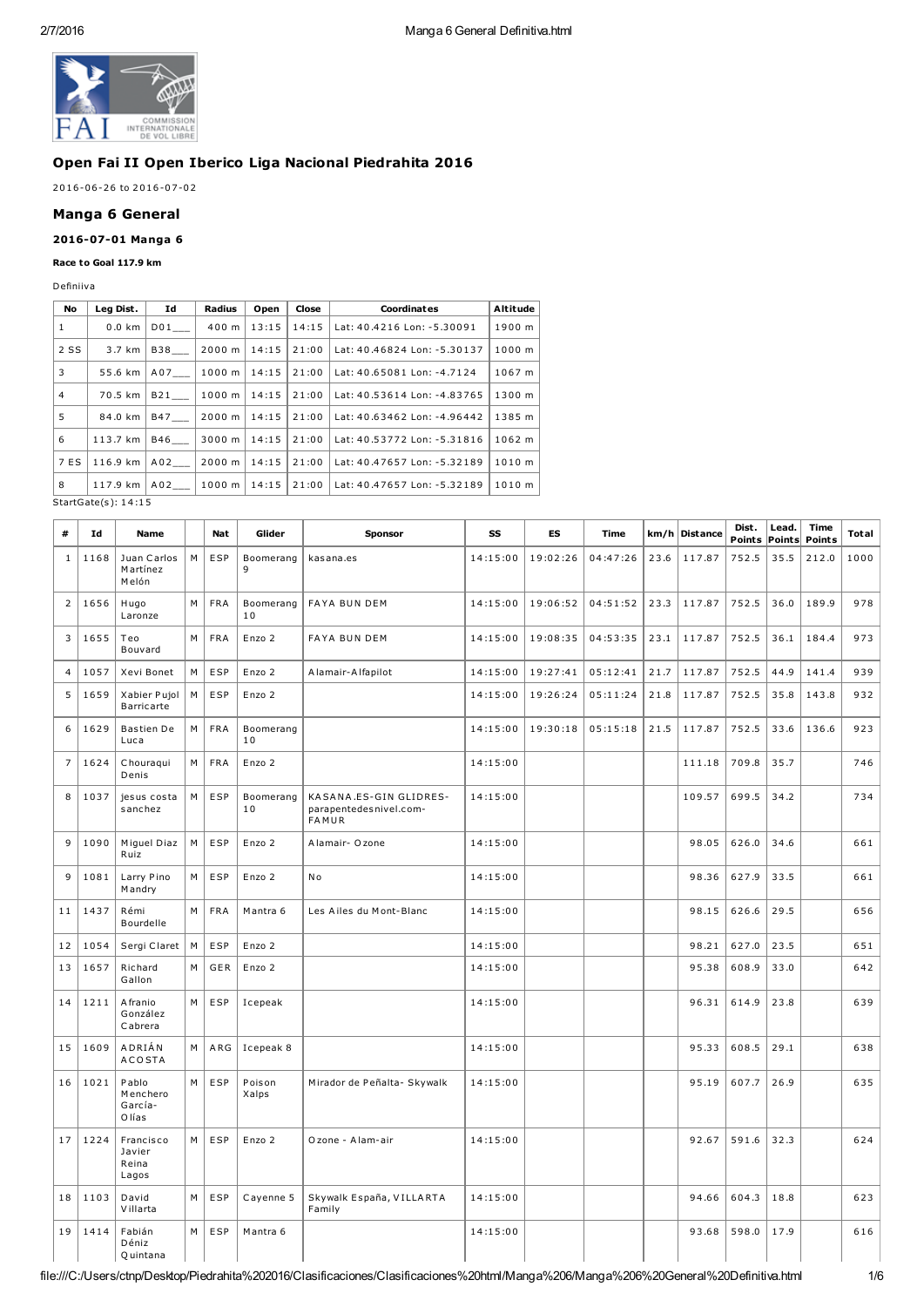## Open Fai II Open Iberico Liga Nacional Piedrahita 2016

2016-06-26 to 2016-07-02

## Manga 6 General

### 2016-07-01 Manga 6

**Race to Goal 117.9 km**

Definiiva

| No | Leg Dist. | Id | Radius | Open | Close | Coordinates | Altitude |
|---|---|---|---|---|---|---|---|
| 1 | 0.0 km | D01___ | 400 m | 13:15 | 14:15 | Lat: 40.4216 Lon: -5.30091 | 1900 m |
| 2 SS | 3.7 km | B38___ | 2000 m | 14:15 | 21:00 | Lat: 40.46824 Lon: -5.30137 | 1000 m |
| 3 | 55.6 km | A07___ | 1000 m | 14:15 | 21:00 | Lat: 40.65081 Lon: -4.7124 | 1067 m |
| 4 | 70.5 km | B21___ | 1000 m | 14:15 | 21:00 | Lat: 40.53614 Lon: -4.83765 | 1300 m |
| 5 | 84.0 km | B47___ | 2000 m | 14:15 | 21:00 | Lat: 40.63462 Lon: -4.96442 | 1385 m |
| 6 | 113.7 km | B46___ | 3000 m | 14:15 | 21:00 | Lat: 40.53772 Lon: -5.31816 | 1062 m |
| 7 ES | 116.9 km | A02___ | 2000 m | 14:15 | 21:00 | Lat: 40.47657 Lon: -5.32189 | 1010 m |
| 8 | 117.9 km | A02___ | 1000 m | 14:15 | 21:00 | Lat: 40.47657 Lon: -5.32189 | 1010 m |

StartGate(s): 14:15

| # | Id | Name | | Nat | Glider | Sponsor | SS | ES | Time | km/h | Distance | Dist. Points | Lead. Points | Time Points | Total |
|---|---|---|---|---|---|---|---|---|---|---|---|---|---|---|---|
| 1 | 1168 | Juan Carlos Martínez Melón | M | ESP | Boomerang 9 | kasana.es | 14:15:00 | 19:02:26 | 04:47:26 | 23.6 | 117.87 | 752.5 | 35.5 | 212.0 | 1000 |
| 2 | 1656 | Hugo Laronze | M | FRA | Boomerang 10 | FAYA BUN DEM | 14:15:00 | 19:06:52 | 04:51:52 | 23.3 | 117.87 | 752.5 | 36.0 | 189.9 | 978 |
| 3 | 1655 | Teo Bouvard | M | FRA | Enzo 2 | FAYA BUN DEM | 14:15:00 | 19:08:35 | 04:53:35 | 23.1 | 117.87 | 752.5 | 36.1 | 184.4 | 973 |
| 4 | 1057 | Xevi Bonet | M | ESP | Enzo 2 | Alamair-Alfapilot | 14:15:00 | 19:27:41 | 05:12:41 | 21.7 | 117.87 | 752.5 | 44.9 | 141.4 | 939 |
| 5 | 1659 | Xabier Pujol Barricarte | M | ESP | Enzo 2 | | 14:15:00 | 19:26:24 | 05:11:24 | 21.8 | 117.87 | 752.5 | 35.8 | 143.8 | 932 |
| 6 | 1629 | Bastien De Luca | M | FRA | Boomerang 10 | | 14:15:00 | 19:30:18 | 05:15:18 | 21.5 | 117.87 | 752.5 | 33.6 | 136.6 | 923 |
| 7 | 1624 | Chouraqui Denis | M | FRA | Enzo 2 | | 14:15:00 | | | | 111.18 | 709.8 | 35.7 | | 746 |
| 8 | 1037 | jesus costa sanchez | M | ESP | Boomerang 10 | KASANA.ES-GIN GLIDRES-parapentedesnivel.com-FAMUR | 14:15:00 | | | | 109.57 | 699.5 | 34.2 | | 734 |
| 9 | 1090 | Miguel Diaz Ruiz | M | ESP | Enzo 2 | Alamair- Ozone | 14:15:00 | | | | 98.05 | 626.0 | 34.6 | | 661 |
| 9 | 1081 | Larry Pino Mandry | M | ESP | Enzo 2 | No | 14:15:00 | | | | 98.36 | 627.9 | 33.5 | | 661 |
| 11 | 1437 | Rémi Bourdelle | M | FRA | Mantra 6 | Les Ailes du Mont-Blanc | 14:15:00 | | | | 98.15 | 626.6 | 29.5 | | 656 |
| 12 | 1054 | Sergi Claret | M | ESP | Enzo 2 | | 14:15:00 | | | | 98.21 | 627.0 | 23.5 | | 651 |
| 13 | 1657 | Richard Gallon | M | GER | Enzo 2 | | 14:15:00 | | | | 95.38 | 608.9 | 33.0 | | 642 |
| 14 | 1211 | Afranio González Cabrera | M | ESP | Icepeak | | 14:15:00 | | | | 96.31 | 614.9 | 23.8 | | 639 |
| 15 | 1609 | ADRIÁN ACOSTA | M | ARG | Icepeak 8 | | 14:15:00 | | | | 95.33 | 608.5 | 29.1 | | 638 |
| 16 | 1021 | Pablo Menchero García-Olías | M | ESP | Poison Xalps | Mirador de Peñalta- Skywalk | 14:15:00 | | | | 95.19 | 607.7 | 26.9 | | 635 |
| 17 | 1224 | Francisco Javier Reina Lagos | M | ESP | Enzo 2 | Ozone - Alam-air | 14:15:00 | | | | 92.67 | 591.6 | 32.3 | | 624 |
| 18 | 1103 | David Villarta | M | ESP | Cayenne 5 | Skywalk España, VILLARTA Family | 14:15:00 | | | | 94.66 | 604.3 | 18.8 | | 623 |
| 19 | 1414 | Fabián Déniz Quintana | M | ESP | Mantra 6 | | 14:15:00 | | | | 93.68 | 598.0 | 17.9 | | 616 |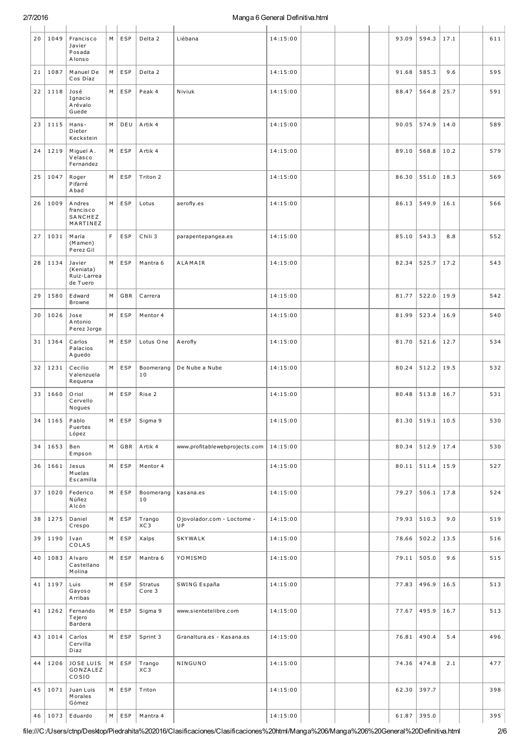| 20 | 1049 | Francisco Javier Posada Alonso | M | ESP | Delta 2 | Liébana | 14:15:00 | | | | 93.09 | 594.3 | 17.1 | | 611 |
|---|---|---|---|---|---|---|---|---|---|---|---|---|---|---|---|
| 21 | 1087 | Manuel De Cos Díaz | M | ESP | Delta 2 | | 14:15:00 | | | | 91.68 | 585.3 | 9.6 | | 595 |
| 22 | 1118 | José Ignacio Arévalo Guede | M | ESP | Peak 4 | Niviuk | 14:15:00 | | | | 88.47 | 564.8 | 25.7 | | 591 |
| 23 | 1115 | Hans-Dieter Keckstein | M | DEU | Artik 4 | | 14:15:00 | | | | 90.05 | 574.9 | 14.0 | | 589 |
| 24 | 1219 | Miguel A. Velasco Fernandez | M | ESP | Artik 4 | | 14:15:00 | | | | 89.10 | 568.8 | 10.2 | | 579 |
| 25 | 1047 | Roger Pifarré Abad | M | ESP | Triton 2 | | 14:15:00 | | | | 86.30 | 551.0 | 18.3 | | 569 |
| 26 | 1009 | Andres francisco SANCHEZ MARTINEZ | M | ESP | Lotus | aerofly.es | 14:15:00 | | | | 86.13 | 549.9 | 16.1 | | 566 |
| 27 | 1031 | María (Mamen) Perez Gil | F | ESP | Chili 3 | parapentepangea.es | 14:15:00 | | | | 85.10 | 543.3 | 8.8 | | 552 |
| 28 | 1134 | Javier (Keniata) Ruiz-Larrea de Tuero | M | ESP | Mantra 6 | ALAMAIR | 14:15:00 | | | | 82.34 | 525.7 | 17.2 | | 543 |
| 29 | 1580 | Edward Browne | M | GBR | Carrera | | 14:15:00 | | | | 81.77 | 522.0 | 19.9 | | 542 |
| 30 | 1026 | Jose Antonio Perez Jorge | M | ESP | Mentor 4 | | 14:15:00 | | | | 81.99 | 523.4 | 16.9 | | 540 |
| 31 | 1364 | Carlos Palacios Aguedo | M | ESP | Lotus One | Aerofly | 14:15:00 | | | | 81.70 | 521.6 | 12.7 | | 534 |
| 32 | 1231 | Cecilio Valenzuela Requena | M | ESP | Boomerang 10 | De Nube a Nube | 14:15:00 | | | | 80.24 | 512.2 | 19.5 | | 532 |
| 33 | 1660 | Oriol Cervello Nogues | M | ESP | Rise 2 | | 14:15:00 | | | | 80.48 | 513.8 | 16.7 | | 531 |
| 34 | 1165 | Pablo Puertes López | M | ESP | Sigma 9 | | 14:15:00 | | | | 81.30 | 519.1 | 10.5 | | 530 |
| 34 | 1653 | Ben Empson | M | GBR | Artik 4 | www.profitablewebprojects.com | 14:15:00 | | | | 80.34 | 512.9 | 17.4 | | 530 |
| 36 | 1661 | Jesus Muelas Escamilla | M | ESP | Mentor 4 | | 14:15:00 | | | | 80.11 | 511.4 | 15.9 | | 527 |
| 37 | 1020 | Federico Núñez Alcón | M | ESP | Boomerang 10 | kasana.es | 14:15:00 | | | | 79.27 | 506.1 | 17.8 | | 524 |
| 38 | 1275 | Daniel Crespo | M | ESP | Trango XC3 | Ojovolador.com - Loctome - UP | 14:15:00 | | | | 79.93 | 510.3 | 9.0 | | 519 |
| 39 | 1190 | Ivan COLAS | M | ESP | Xalps | SKYWALK | 14:15:00 | | | | 78.66 | 502.2 | 13.5 | | 516 |
| 40 | 1083 | Alvaro Castellano Molina | M | ESP | Mantra 6 | YOMISMO | 14:15:00 | | | | 79.11 | 505.0 | 9.6 | | 515 |
| 41 | 1197 | Luis Gayoso Arribas | M | ESP | Stratus Core 3 | SWING España | 14:15:00 | | | | 77.83 | 496.9 | 16.5 | | 513 |
| 41 | 1262 | Fernando Tejero Bardera | M | ESP | Sigma 9 | www.sientetelibre.com | 14:15:00 | | | | 77.67 | 495.9 | 16.7 | | 513 |
| 43 | 1014 | Carlos Cervilla Diaz | M | ESP | Sprint 3 | Granaltura.es - Kasana.es | 14:15:00 | | | | 76.81 | 490.4 | 5.4 | | 496 |
| 44 | 1206 | JOSE LUIS GONZALEZ COSIO | M | ESP | Trango XC3 | NINGUNO | 14:15:00 | | | | 74.36 | 474.8 | 2.1 | | 477 |
| 45 | 1071 | Juan Luis Morales Gómez | M | ESP | Triton | | 14:15:00 | | | | 62.30 | 397.7 | | | 398 |
| 46 | 1073 | Eduardo | M | ESP | Mantra 4 | | 14:15:00 | | | | 61.87 | 395.0 | | | 395 |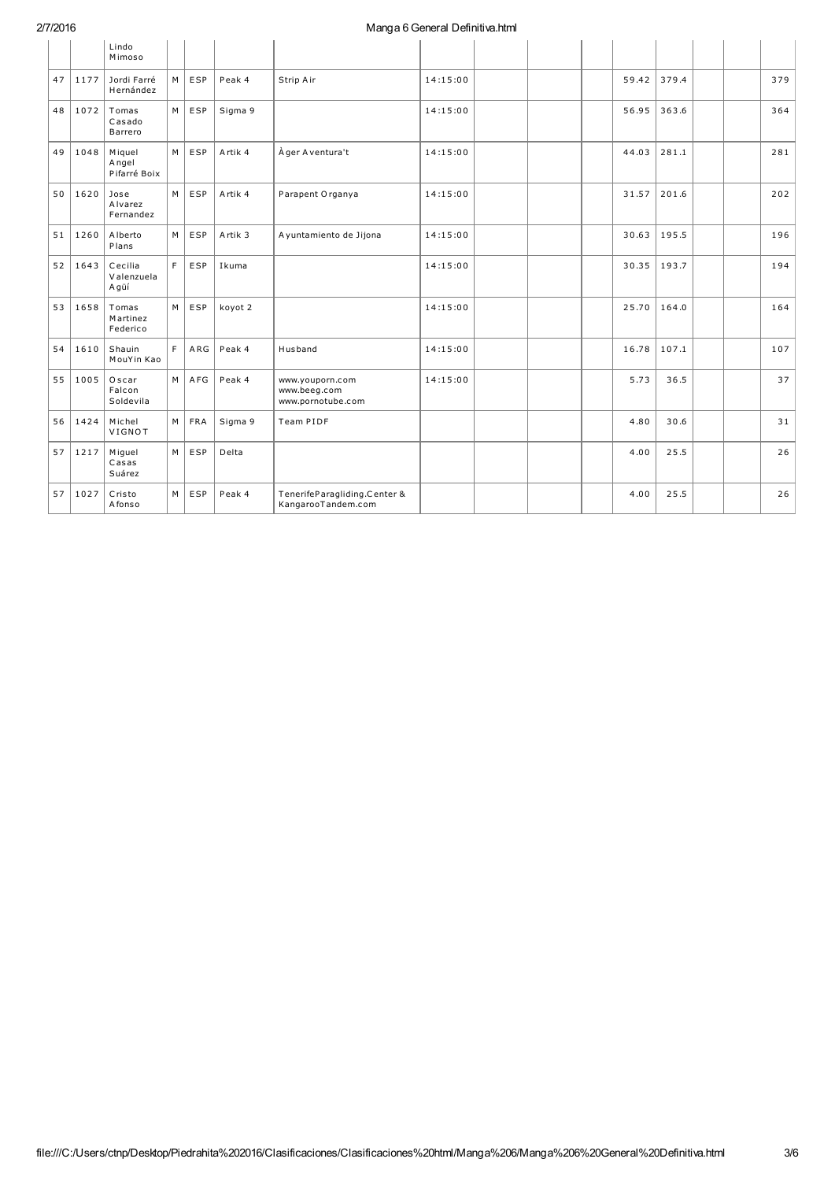| | | | | | | | | | | | | | | |
|---|---|---|---|---|---|---|---|---|---|---|---|---|---|---|
| | | Lindo Mimoso | | | | | | | | | | | | |
| 47 | 1177 | Jordi Farré Hernández | M | ESP | Peak 4 | Strip Air | 14:15:00 | | | | 59.42 | 379.4 | | | 379 |
| 48 | 1072 | Tomas Casado Barrero | M | ESP | Sigma 9 | | 14:15:00 | | | | 56.95 | 363.6 | | | 364 |
| 49 | 1048 | Miquel Angel Pifarré Boix | M | ESP | Artik 4 | Àger Aventura't | 14:15:00 | | | | 44.03 | 281.1 | | | 281 |
| 50 | 1620 | Jose Alvarez Fernandez | M | ESP | Artik 4 | Parapent Organya | 14:15:00 | | | | 31.57 | 201.6 | | | 202 |
| 51 | 1260 | Alberto Plans | M | ESP | Artik 3 | Ayuntamiento de Jijona | 14:15:00 | | | | 30.63 | 195.5 | | | 196 |
| 52 | 1643 | Cecilia Valenzuela Agüí | F | ESP | Ikuma | | 14:15:00 | | | | 30.35 | 193.7 | | | 194 |
| 53 | 1658 | Tomas Martinez Federico | M | ESP | koyot 2 | | 14:15:00 | | | | 25.70 | 164.0 | | | 164 |
| 54 | 1610 | Shauin MouYin Kao | F | ARG | Peak 4 | Husband | 14:15:00 | | | | 16.78 | 107.1 | | | 107 |
| 55 | 1005 | Oscar Falcon Soldevila | M | AFG | Peak 4 | www.youporn.com www.beeg.com www.pornotube.com | 14:15:00 | | | | 5.73 | 36.5 | | | 37 |
| 56 | 1424 | Michel VIGNOT | M | FRA | Sigma 9 | Team PIDF | | | | | 4.80 | 30.6 | | | 31 |
| 57 | 1217 | Miguel Casas Suárez | M | ESP | Delta | | | | | | 4.00 | 25.5 | | | 26 |
| 57 | 1027 | Cristo Afonso | M | ESP | Peak 4 | TenerifeParagliding.Center & KangarooTandem.com | | | | | 4.00 | 25.5 | | | 26 |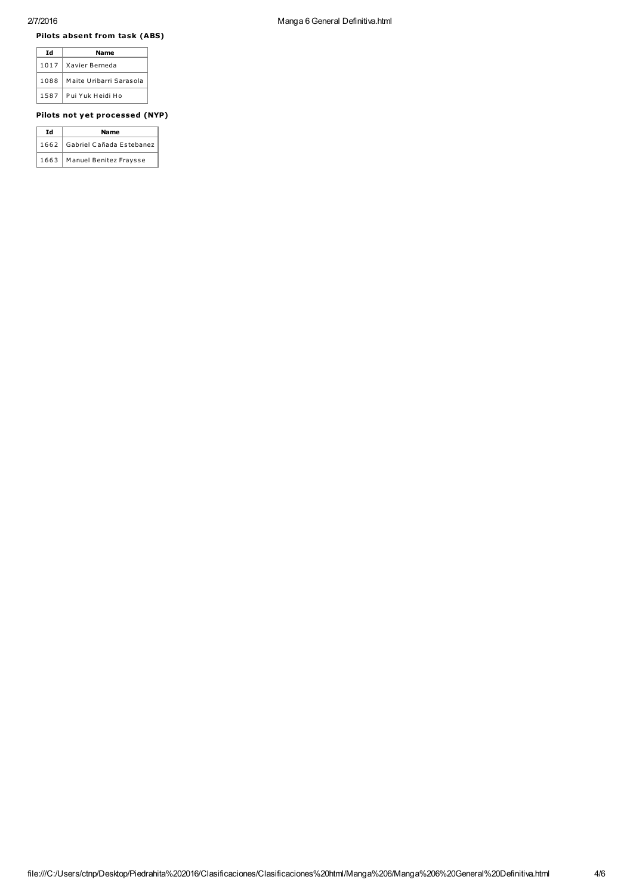### Pilots absent from task (ABS)

| Id | Name |
|---|---|
| 1017 | Xavier Berneda |
| 1088 | Maite Uribarri Sarasola |
| 1587 | Pui Yuk Heidi Ho |

### Pilots not yet processed (NYP)

| Id | Name |
|---|---|
| 1662 | Gabriel Cañada Estebanez |
| 1663 | Manuel Benitez Fraysse |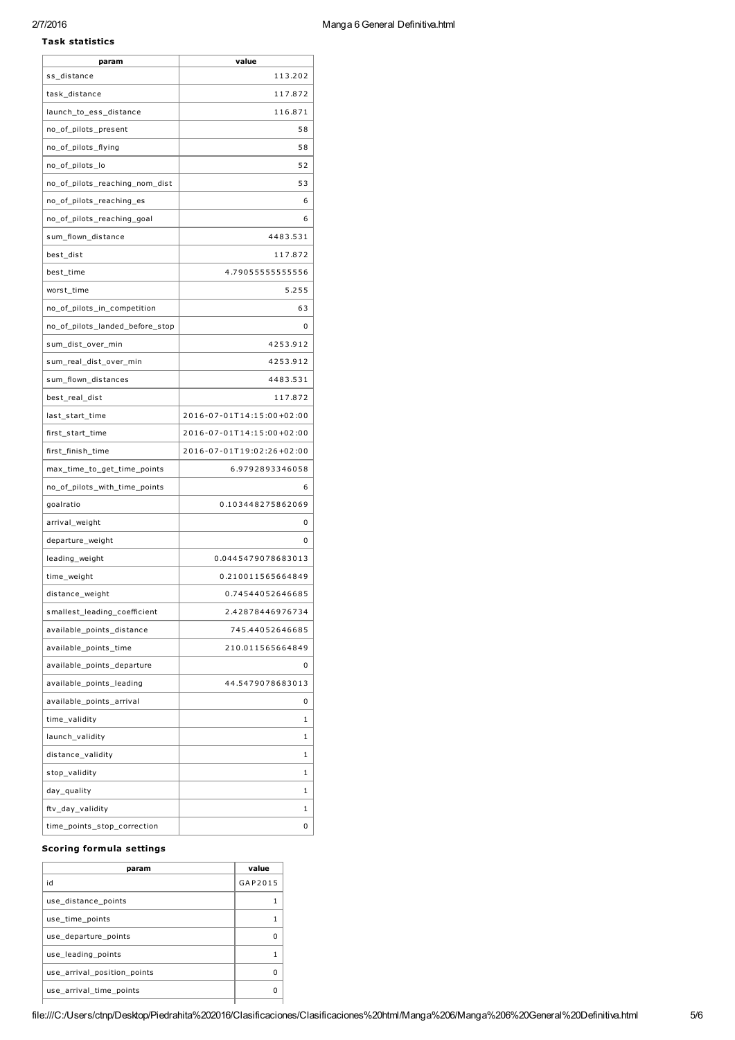### Task statistics

| param | value |
|---|---|
| ss_distance | 113.202 |
| task_distance | 117.872 |
| launch_to_ess_distance | 116.871 |
| no_of_pilots_present | 58 |
| no_of_pilots_flying | 58 |
| no_of_pilots_lo | 52 |
| no_of_pilots_reaching_nom_dist | 53 |
| no_of_pilots_reaching_es | 6 |
| no_of_pilots_reaching_goal | 6 |
| sum_flown_distance | 4483.531 |
| best_dist | 117.872 |
| best_time | 4.79055555555556 |
| worst_time | 5.255 |
| no_of_pilots_in_competition | 63 |
| no_of_pilots_landed_before_stop | 0 |
| sum_dist_over_min | 4253.912 |
| sum_real_dist_over_min | 4253.912 |
| sum_flown_distances | 4483.531 |
| best_real_dist | 117.872 |
| last_start_time | 2016-07-01T14:15:00+02:00 |
| first_start_time | 2016-07-01T14:15:00+02:00 |
| first_finish_time | 2016-07-01T19:02:26+02:00 |
| max_time_to_get_time_points | 6.9792893346058 |
| no_of_pilots_with_time_points | 6 |
| goalratio | 0.103448275862069 |
| arrival_weight | 0 |
| departure_weight | 0 |
| leading_weight | 0.0445479078683013 |
| time_weight | 0.210011565664849 |
| distance_weight | 0.74544052646685 |
| smallest_leading_coefficient | 2.42878446976734 |
| available_points_distance | 745.44052646685 |
| available_points_time | 210.011565664849 |
| available_points_departure | 0 |
| available_points_leading | 44.5479078683013 |
| available_points_arrival | 0 |
| time_validity | 1 |
| launch_validity | 1 |
| distance_validity | 1 |
| stop_validity | 1 |
| day_quality | 1 |
| ftv_day_validity | 1 |
| time_points_stop_correction | 0 |

### Scoring formula settings

| param | value |
|---|---|
| id | GAP2015 |
| use_distance_points | 1 |
| use_time_points | 1 |
| use_departure_points | 0 |
| use_leading_points | 1 |
| use_arrival_position_points | 0 |
| use_arrival_time_points | 0 |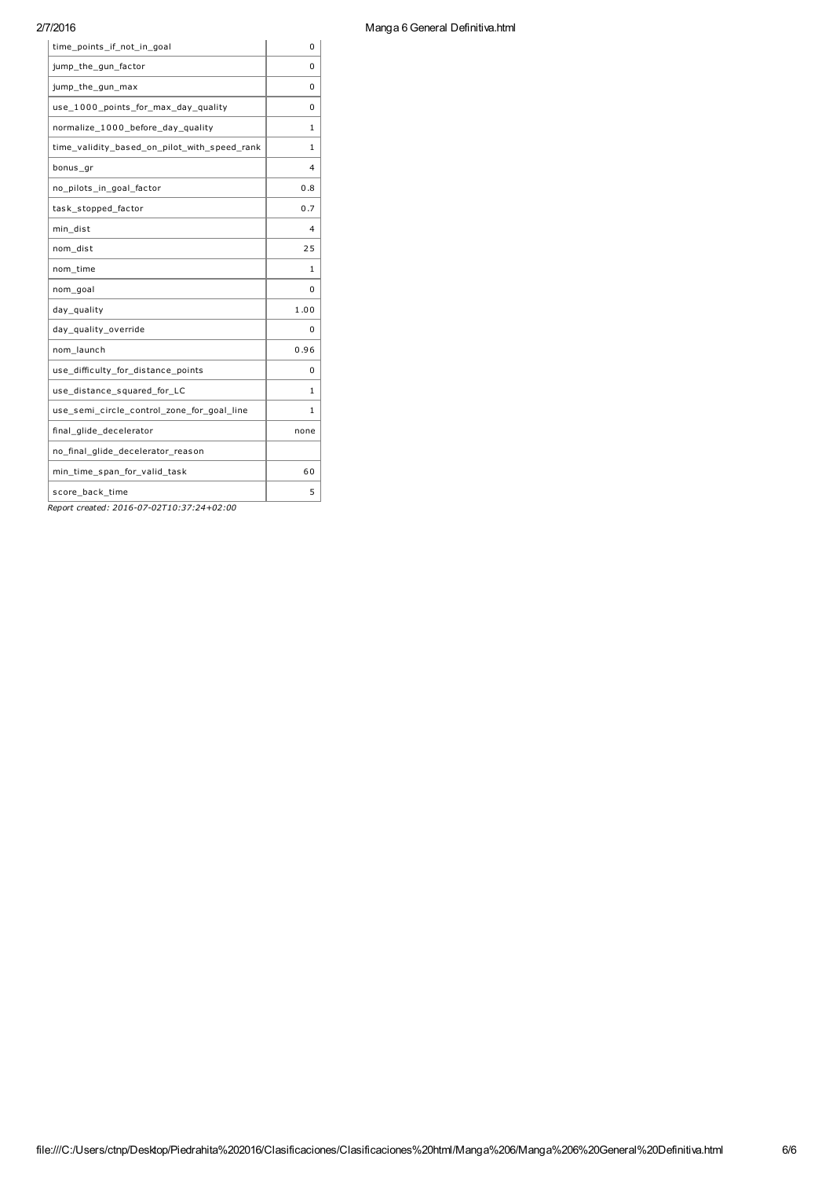| | |
|---|---|
| time_points_if_not_in_goal | 0 |
| jump_the_gun_factor | 0 |
| jump_the_gun_max | 0 |
| use_1000_points_for_max_day_quality | 0 |
| normalize_1000_before_day_quality | 1 |
| time_validity_based_on_pilot_with_speed_rank | 1 |
| bonus_gr | 4 |
| no_pilots_in_goal_factor | 0.8 |
| task_stopped_factor | 0.7 |
| min_dist | 4 |
| nom_dist | 25 |
| nom_time | 1 |
| nom_goal | 0 |
| day_quality | 1.00 |
| day_quality_override | 0 |
| nom_launch | 0.96 |
| use_difficulty_for_distance_points | 0 |
| use_distance_squared_for_LC | 1 |
| use_semi_circle_control_zone_for_goal_line | 1 |
| final_glide_decelerator | none |
| no_final_glide_decelerator_reason | |
| min_time_span_for_valid_task | 60 |
| score_back_time | 5 |

*Report created: 2016-07-02T10:37:24+02:00*